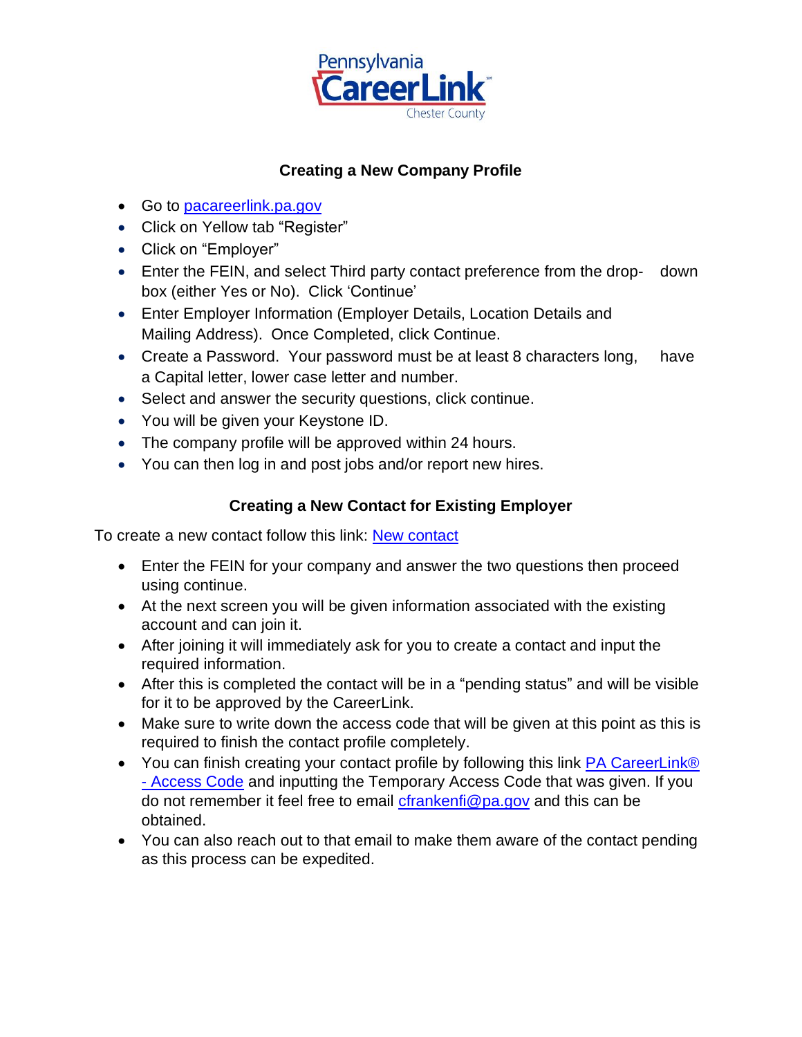Pennsylvania CareerLink
Chester County

## Creating a New Company Profile

- Go to [pacareerlink.pa.gov](pacareerlink.pa.gov)
- Click on Yellow tab "Register"
- Click on "Employer"
- Enter the FEIN, and select Third party contact preference from the drop- down box (either Yes or No). Click 'Continue'
- Enter Employer Information (Employer Details, Location Details and Mailing Address). Once Completed, click Continue.
- Create a Password. Your password must be at least 8 characters long, have a Capital letter, lower case letter and number.
- Select and answer the security questions, click continue.
- You will be given your Keystone ID.
- The company profile will be approved within 24 hours.
- You can then log in and post jobs and/or report new hires.

## Creating a New Contact for Existing Employer

To create a new contact follow this link: New contact

- Enter the FEIN for your company and answer the two questions then proceed using continue.
- At the next screen you will be given information associated with the existing account and can join it.
- After joining it will immediately ask for you to create a contact and input the required information.
- After this is completed the contact will be in a "pending status" and will be visible for it to be approved by the CareerLink.
- Make sure to write down the access code that will be given at this point as this is required to finish the contact profile completely.
- You can finish creating your contact profile by following this link PA CareerLink® - Access Code and inputting the Temporary Access Code that was given. If you do not remember it feel free to email cfrankenfi@pa.gov and this can be obtained.
- You can also reach out to that email to make them aware of the contact pending as this process can be expedited.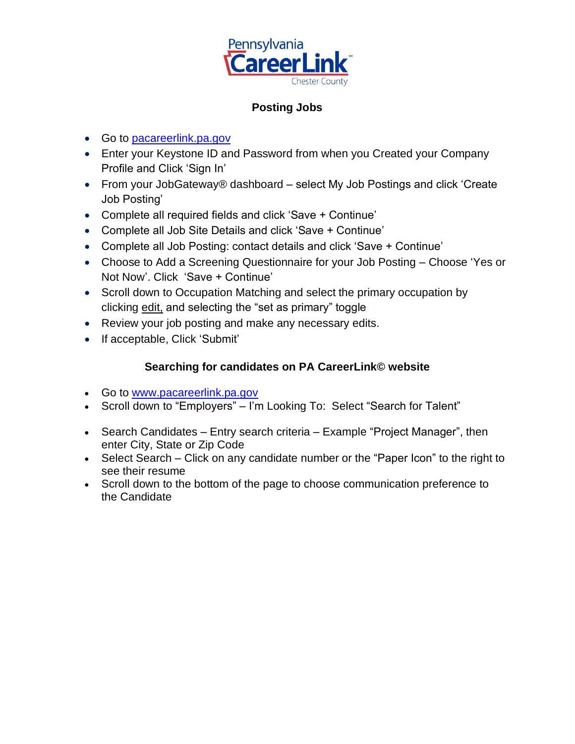Pennsylvania CareerLink Chester County

## Posting Jobs

- Go to [pacareerlink.pa.gov](pacareerlink.pa.gov)
- Enter your Keystone ID and Password from when you Created your Company Profile and Click 'Sign In'
- From your JobGateway® dashboard – select My Job Postings and click 'Create Job Posting'
- Complete all required fields and click 'Save + Continue'
- Complete all Job Site Details and click 'Save + Continue'
- Complete all Job Posting: contact details and click 'Save + Continue'
- Choose to Add a Screening Questionnaire for your Job Posting – Choose 'Yes or Not Now'. Click 'Save + Continue'
- Scroll down to Occupation Matching and select the primary occupation by clicking edit, and selecting the "set as primary" toggle
- Review your job posting and make any necessary edits.
- If acceptable, Click 'Submit'

## Searching for candidates on PA CareerLink© website

- Go to [www.pacareerlink.pa.gov](www.pacareerlink.pa.gov)
- Scroll down to "Employers" – I'm Looking To: Select "Search for Talent"
- Search Candidates – Entry search criteria – Example "Project Manager", then enter City, State or Zip Code
- Select Search – Click on any candidate number or the "Paper Icon" to the right to see their resume
- Scroll down to the bottom of the page to choose communication preference to the Candidate